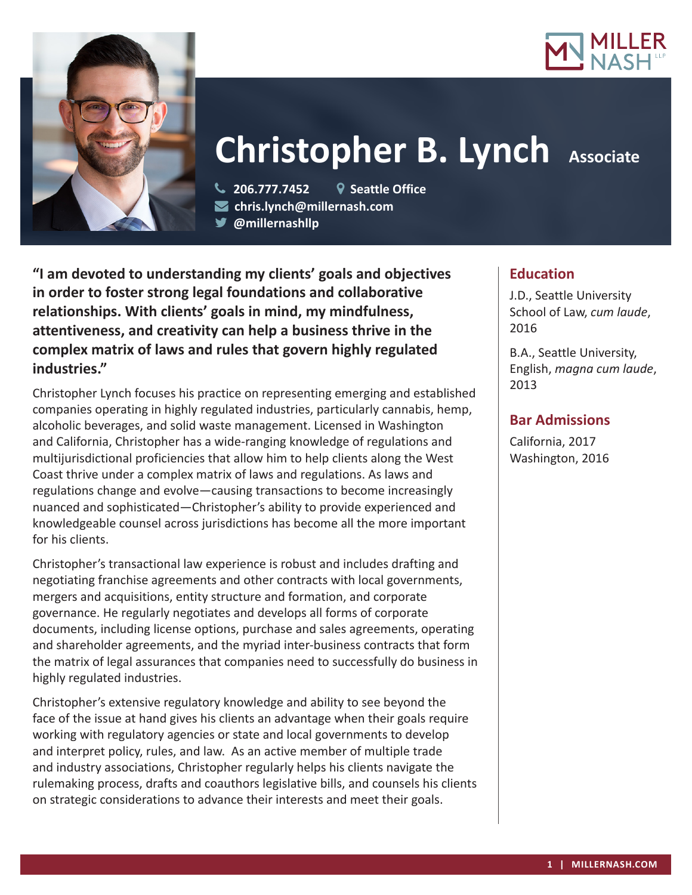# Christopher B. Lynch

Associate

206.777.7452

Seattle Office

chris.lynch@millernash.com

@millernashllp

**"I am devoted to understanding my clients' goals and objectives in order to foster strong legal foundations and collaborative relationships. With clients' goals in mind, my mindfulness, attentiveness, and creativity can help a business thrive in the complex matrix of laws and rules that govern highly regulated industries."**

Christopher Lynch focuses his practice on representing emerging and established companies operating in highly regulated industries, particularly cannabis, hemp, alcoholic beverages, and solid waste management. Licensed in Washington and California, Christopher has a wide-ranging knowledge of regulations and multijurisdictional proficiencies that allow him to help clients along the West Coast thrive under a complex matrix of laws and regulations. As laws and regulations change and evolve—causing transactions to become increasingly nuanced and sophisticated—Christopher's ability to provide experienced and knowledgeable counsel across jurisdictions has become all the more important for his clients.

Christopher's transactional law experience is robust and includes drafting and negotiating franchise agreements and other contracts with local governments, mergers and acquisitions, entity structure and formation, and corporate governance. He regularly negotiates and develops all forms of corporate documents, including license options, purchase and sales agreements, operating and shareholder agreements, and the myriad inter-business contracts that form the matrix of legal assurances that companies need to successfully do business in highly regulated industries.

Christopher's extensive regulatory knowledge and ability to see beyond the face of the issue at hand gives his clients an advantage when their goals require working with regulatory agencies or state and local governments to develop and interpret policy, rules, and law. As an active member of multiple trade and industry associations, Christopher regularly helps his clients navigate the rulemaking process, drafts and coauthors legislative bills, and counsels his clients on strategic considerations to advance their interests and meet their goals.

## Education

J.D., Seattle University School of Law, *cum laude*, 2016

B.A., Seattle University, English, *magna cum laude*, 2013

## Bar Admissions

California, 2017
Washington, 2016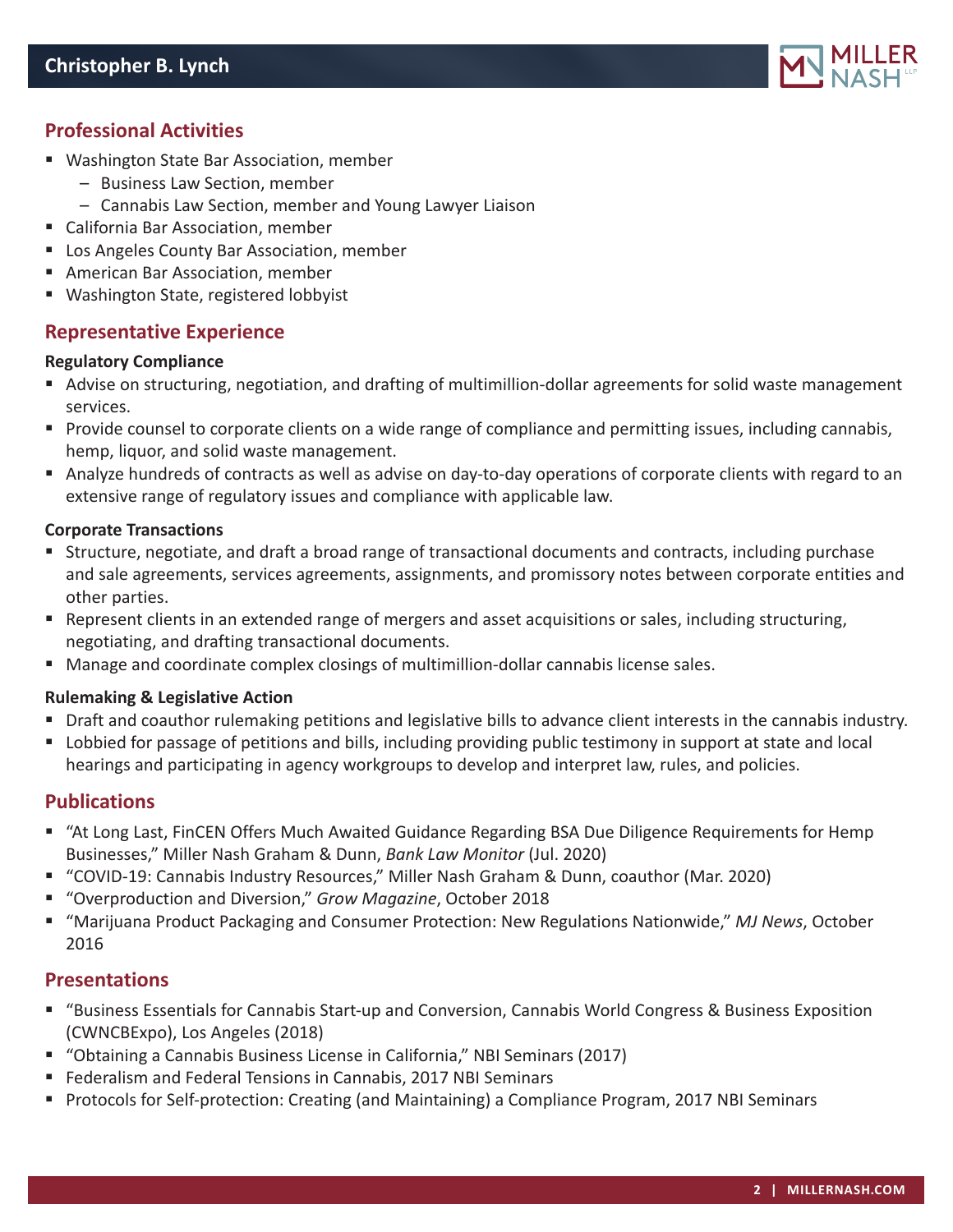## Professional Activities

- Washington State Bar Association, member
  - Business Law Section, member
  - Cannabis Law Section, member and Young Lawyer Liaison
- California Bar Association, member
- Los Angeles County Bar Association, member
- American Bar Association, member
- Washington State, registered lobbyist

## Representative Experience

**Regulatory Compliance**

- Advise on structuring, negotiation, and drafting of multimillion-dollar agreements for solid waste management services.
- Provide counsel to corporate clients on a wide range of compliance and permitting issues, including cannabis, hemp, liquor, and solid waste management.
- Analyze hundreds of contracts as well as advise on day-to-day operations of corporate clients with regard to an extensive range of regulatory issues and compliance with applicable law.

**Corporate Transactions**

- Structure, negotiate, and draft a broad range of transactional documents and contracts, including purchase and sale agreements, services agreements, assignments, and promissory notes between corporate entities and other parties.
- Represent clients in an extended range of mergers and asset acquisitions or sales, including structuring, negotiating, and drafting transactional documents.
- Manage and coordinate complex closings of multimillion-dollar cannabis license sales.

**Rulemaking & Legislative Action**

- Draft and coauthor rulemaking petitions and legislative bills to advance client interests in the cannabis industry.
- Lobbied for passage of petitions and bills, including providing public testimony in support at state and local hearings and participating in agency workgroups to develop and interpret law, rules, and policies.

## Publications

- "At Long Last, FinCEN Offers Much Awaited Guidance Regarding BSA Due Diligence Requirements for Hemp Businesses," Miller Nash Graham & Dunn, *Bank Law Monitor* (Jul. 2020)
- "COVID-19: Cannabis Industry Resources," Miller Nash Graham & Dunn, coauthor (Mar. 2020)
- "Overproduction and Diversion," *Grow Magazine*, October 2018
- "Marijuana Product Packaging and Consumer Protection: New Regulations Nationwide," *MJ News*, October 2016

## Presentations

- "Business Essentials for Cannabis Start-up and Conversion, Cannabis World Congress & Business Exposition (CWNCBExpo), Los Angeles (2018)
- "Obtaining a Cannabis Business License in California," NBI Seminars (2017)
- Federalism and Federal Tensions in Cannabis, 2017 NBI Seminars
- Protocols for Self-protection: Creating (and Maintaining) a Compliance Program, 2017 NBI Seminars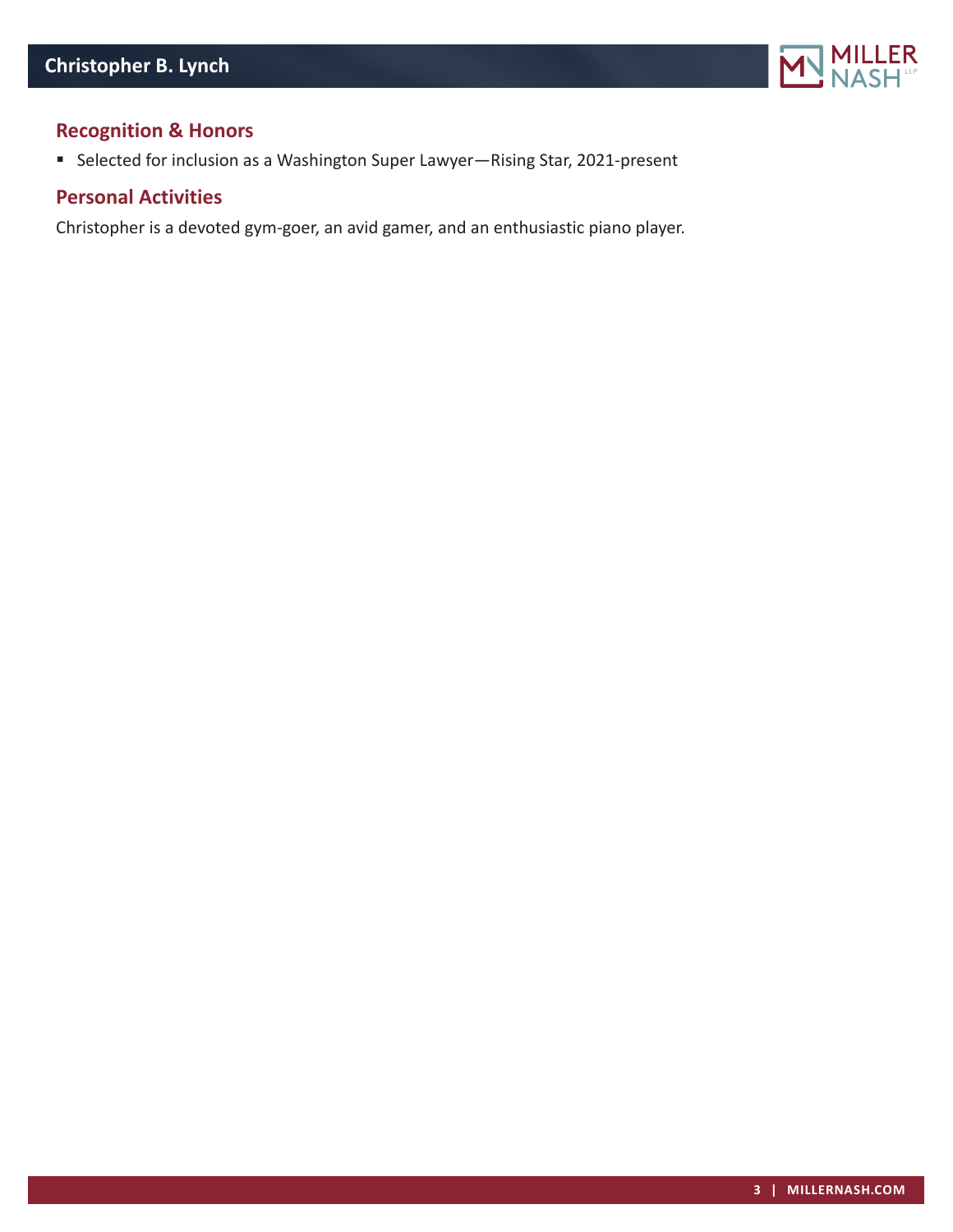## Recognition & Honors

- Selected for inclusion as a Washington Super Lawyer—Rising Star, 2021-present

## Personal Activities

Christopher is a devoted gym-goer, an avid gamer, and an enthusiastic piano player.